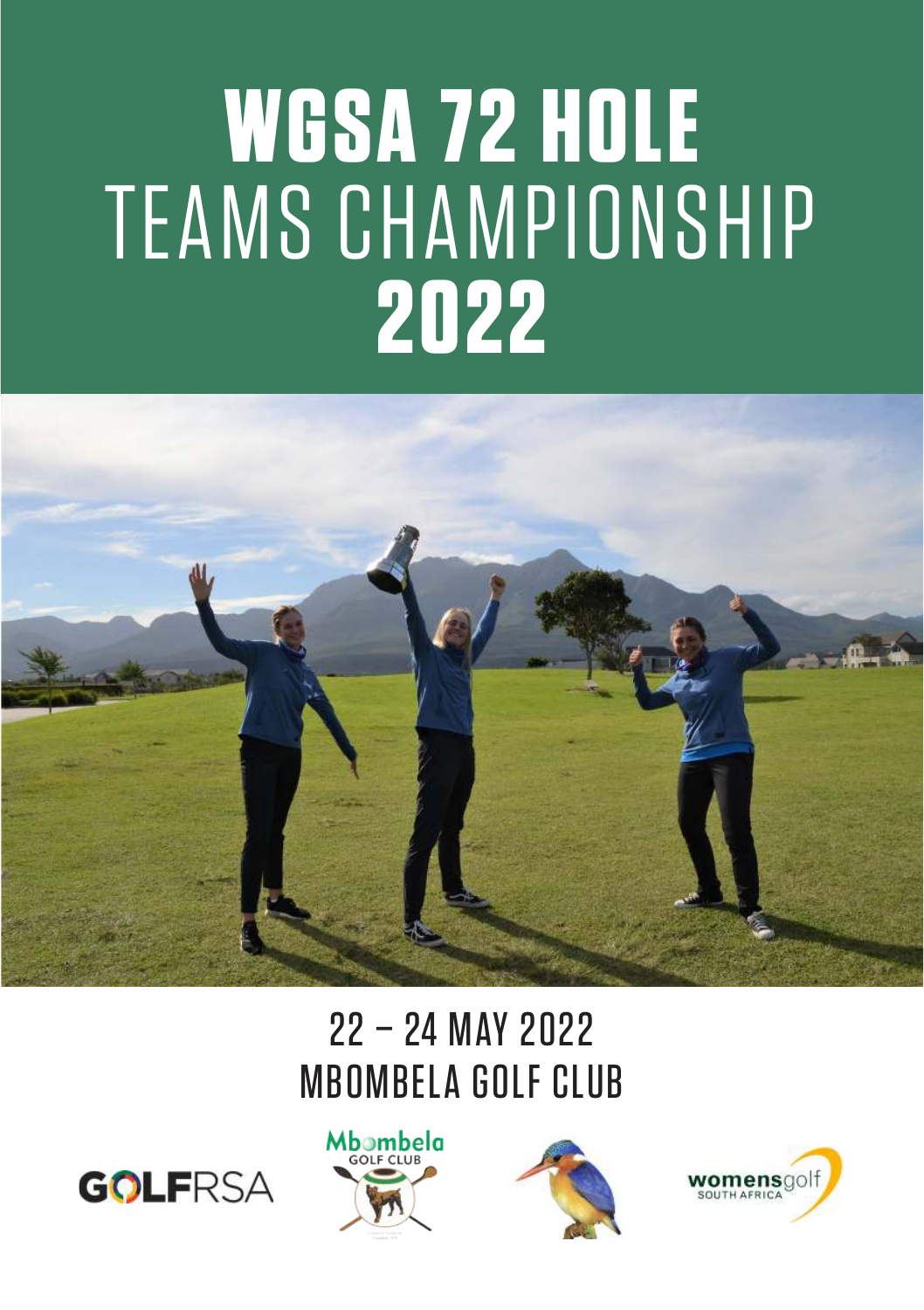# WGSA 72 HOLE TEAMS CHAMPIONSHIP 2022

22 – 24 MAY 2022

MBOMBELA GOLF CLUB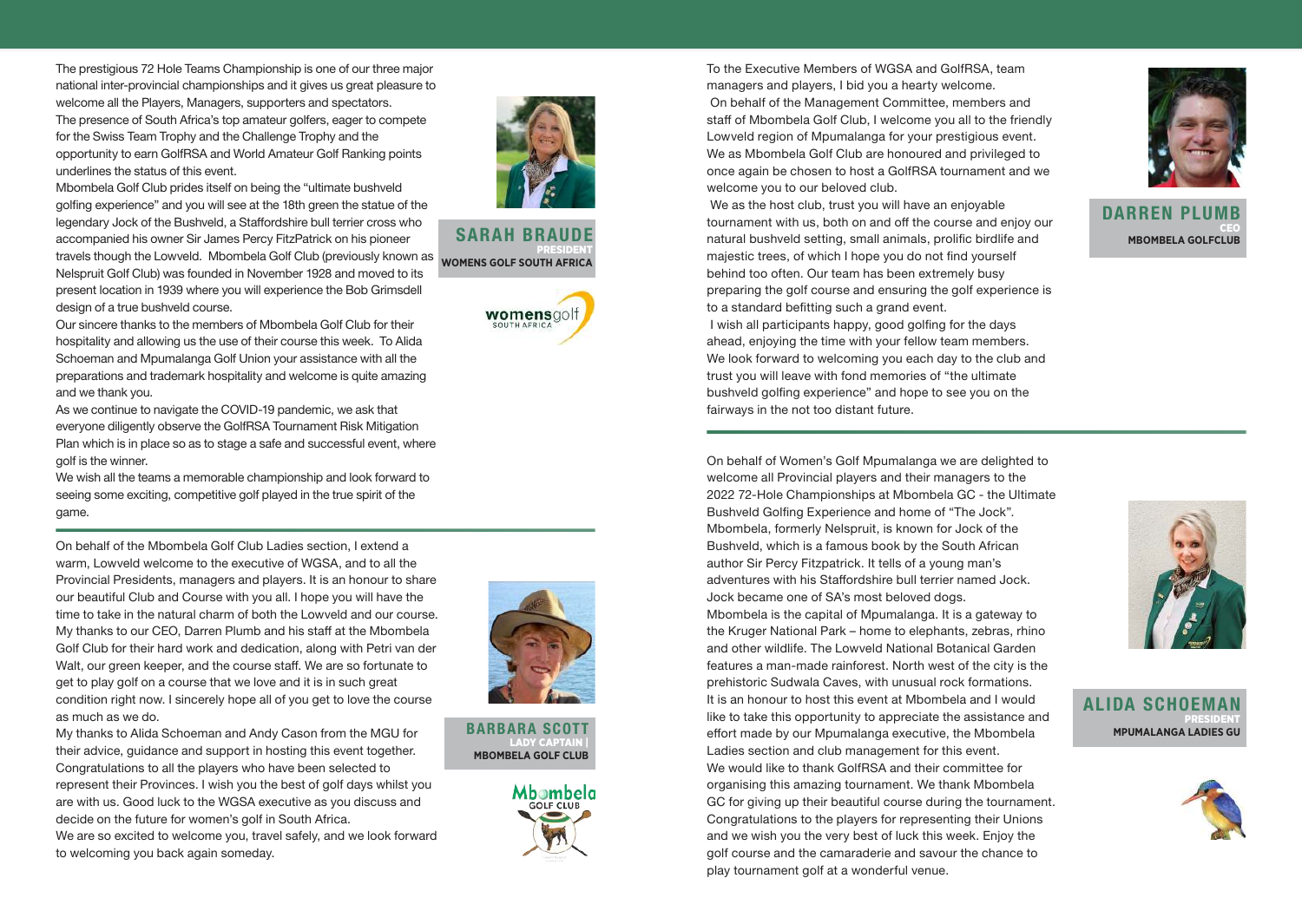The prestigious 72 Hole Teams Championship is one of our three major national inter-provincial championships and it gives us great pleasure to welcome all the Players, Managers, supporters and spectators.
The presence of South Africa's top amateur golfers, eager to compete for the Swiss Team Trophy and the Challenge Trophy and the opportunity to earn GolfRSA and World Amateur Golf Ranking points underlines the status of this event.
Mbombela Golf Club prides itself on being the "ultimate bushveld golfing experience" and you will see at the 18th green the statue of the legendary Jock of the Bushveld, a Staffordshire bull terrier cross who accompanied his owner Sir James Percy FitzPatrick on his pioneer travels though the Lowveld. Mbombela Golf Club (previously known as Nelspruit Golf Club) was founded in November 1928 and moved to its present location in 1939 where you will experience the Bob Grimsdell design of a true bushveld course.
Our sincere thanks to the members of Mbombela Golf Club for their hospitality and allowing us the use of their course this week. To Alida Schoeman and Mpumalanga Golf Union your assistance with all the preparations and trademark hospitality and welcome is quite amazing and we thank you.
As we continue to navigate the COVID-19 pandemic, we ask that everyone diligently observe the GolfRSA Tournament Risk Mitigation Plan which is in place so as to stage a safe and successful event, where golf is the winner.
We wish all the teams a memorable championship and look forward to seeing some exciting, competitive golf played in the true spirit of the game.

**SARAH BRAUDE**
PRESIDENT
**WOMENS GOLF SOUTH AFRICA**

---

On behalf of the Mbombela Golf Club Ladies section, I extend a warm, Lowveld welcome to the executive of WGSA, and to all the Provincial Presidents, managers and players. It is an honour to share our beautiful Club and Course with you all. I hope you will have the time to take in the natural charm of both the Lowveld and our course. My thanks to our CEO, Darren Plumb and his staff at the Mbombela Golf Club for their hard work and dedication, along with Petri van der Walt, our green keeper, and the course staff. We are so fortunate to get to play golf on a course that we love and it is in such great condition right now. I sincerely hope all of you get to love the course as much as we do.
My thanks to Alida Schoeman and Andy Cason from the MGU for their advice, guidance and support in hosting this event together. Congratulations to all the players who have been selected to represent their Provinces. I wish you the best of golf days whilst you are with us. Good luck to the WGSA executive as you discuss and decide on the future for women's golf in South Africa.
We are so excited to welcome you, travel safely, and we look forward to welcoming you back again someday.

**BARBARA SCOTT**
LADY CAPTAIN |
**MBOMBELA GOLF CLUB**

---

To the Executive Members of WGSA and GolfRSA, team managers and players, I bid you a hearty welcome.
On behalf of the Management Committee, members and staff of Mbombela Golf Club, I welcome you all to the friendly Lowveld region of Mpumalanga for your prestigious event. We as Mbombela Golf Club are honoured and privileged to once again be chosen to host a GolfRSA tournament and we welcome you to our beloved club.
We as the host club, trust you will have an enjoyable tournament with us, both on and off the course and enjoy our natural bushveld setting, small animals, prolific birdlife and majestic trees, of which I hope you do not find yourself behind too often. Our team has been extremely busy preparing the golf course and ensuring the golf experience is to a standard befitting such a grand event.
I wish all participants happy, good golfing for the days ahead, enjoying the time with your fellow team members. We look forward to welcoming you each day to the club and trust you will leave with fond memories of "the ultimate bushveld golfing experience" and hope to see you on the fairways in the not too distant future.

**DARREN PLUMB**
CEO
**MBOMBELA GOLFCLUB**

---

On behalf of Women's Golf Mpumalanga we are delighted to welcome all Provincial players and their managers to the 2022 72-Hole Championships at Mbombela GC - the Ultimate Bushveld Golfing Experience and home of "The Jock". Mbombela, formerly Nelspruit, is known for Jock of the Bushveld, which is a famous book by the South African author Sir Percy Fitzpatrick. It tells of a young man's adventures with his Staffordshire bull terrier named Jock. Jock became one of SA's most beloved dogs.
Mbombela is the capital of Mpumalanga. It is a gateway to the Kruger National Park – home to elephants, zebras, rhino and other wildlife. The Lowveld National Botanical Garden features a man-made rainforest. North west of the city is the prehistoric Sudwala Caves, with unusual rock formations.
It is an honour to host this event at Mbombela and I would like to take this opportunity to appreciate the assistance and effort made by our Mpumalanga executive, the Mbombela Ladies section and club management for this event.
We would like to thank GolfRSA and their committee for organising this amazing tournament. We thank Mbombela GC for giving up their beautiful course during the tournament. Congratulations to the players for representing their Unions and we wish you the very best of luck this week. Enjoy the golf course and the camaraderie and savour the chance to play tournament golf at a wonderful venue.

**ALIDA SCHOEMAN**
PRESIDENT
**MPUMALANGA LADIES GU**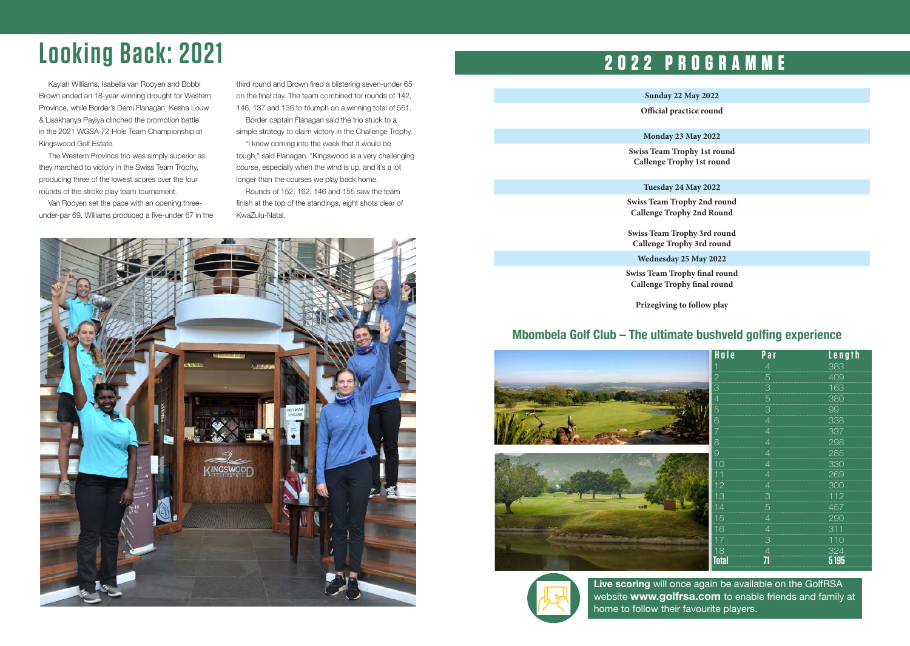# Looking Back: 2021

Kaylah Williams, Isabella van Rooyen and Bobbi Brown ended an 18-year winning drought for Western Province, while Border's Demi Flanagan, Kesha Louw & Lisakhanya Payiya clinched the promotion battle in the 2021 WGSA 72-Hole Team Championship at Kingswood Golf Estate.

The Western Province trio was simply superior as they marched to victory in the Swiss Team Trophy, producing three of the lowest scores over the four rounds of the stroke play team tournament.

Van Rooyen set the pace with an opening three-under-par 69, Williams produced a five-under 67 in the third round and Brown fired a blistering seven-under 65 on the final day. The team combined for rounds of 142, 146, 137 and 136 to triumph on a winning total of 561.

Border captain Flanagan said the trio stuck to a simple strategy to claim victory in the Challenge Trophy.

"I knew coming into the week that it would be tough," said Flanagan. "Kingswood is a very challenging course, especially when the wind is up, and it's a lot longer than the courses we play back home.

Rounds of 152, 162, 146 and 155 saw the team finish at the top of the standings, eight shots clear of KwaZulu-Natal.

# 2022 PROGRAMME

**Sunday 22 May 2022**

**Official practice round**

**Monday 23 May 2022**

**Swiss Team Trophy 1st round**
**Callenge Trophy 1st round**

**Tuesday 24 May 2022**

**Swiss Team Trophy 2nd round**
**Callenge Trophy 2nd Round**

**Swiss Team Trophy 3rd round**
**Callenge Trophy 3rd round**

**Wednesday 25 May 2022**

**Swiss Team Trophy final round**
**Callenge Trophy final round**

**Prizegiving to follow play**

## Mbombela Golf Club – The ultimate bushveld golfing experience

| Hole | Par | Length |
|---|---|---|
| 1 | 4 | 383 |
| 2 | 5 | 409 |
| 3 | 3 | 163 |
| 4 | 5 | 380 |
| 5 | 3 | 99 |
| 6 | 4 | 338 |
| 7 | 4 | 337 |
| 8 | 4 | 298 |
| 9 | 4 | 285 |
| 10 | 4 | 330 |
| 11 | 4 | 269 |
| 12 | 4 | 300 |
| 13 | 3 | 112 |
| 14 | 5 | 457 |
| 15 | 4 | 290 |
| 16 | 4 | 311 |
| 17 | 3 | 110 |
| 18 | 4 | 324 |
| **Total** | **71** | **5195** |

**Live scoring** will once again be available on the GolfRSA website **www.golfrsa.com** to enable friends and family at home to follow their favourite players.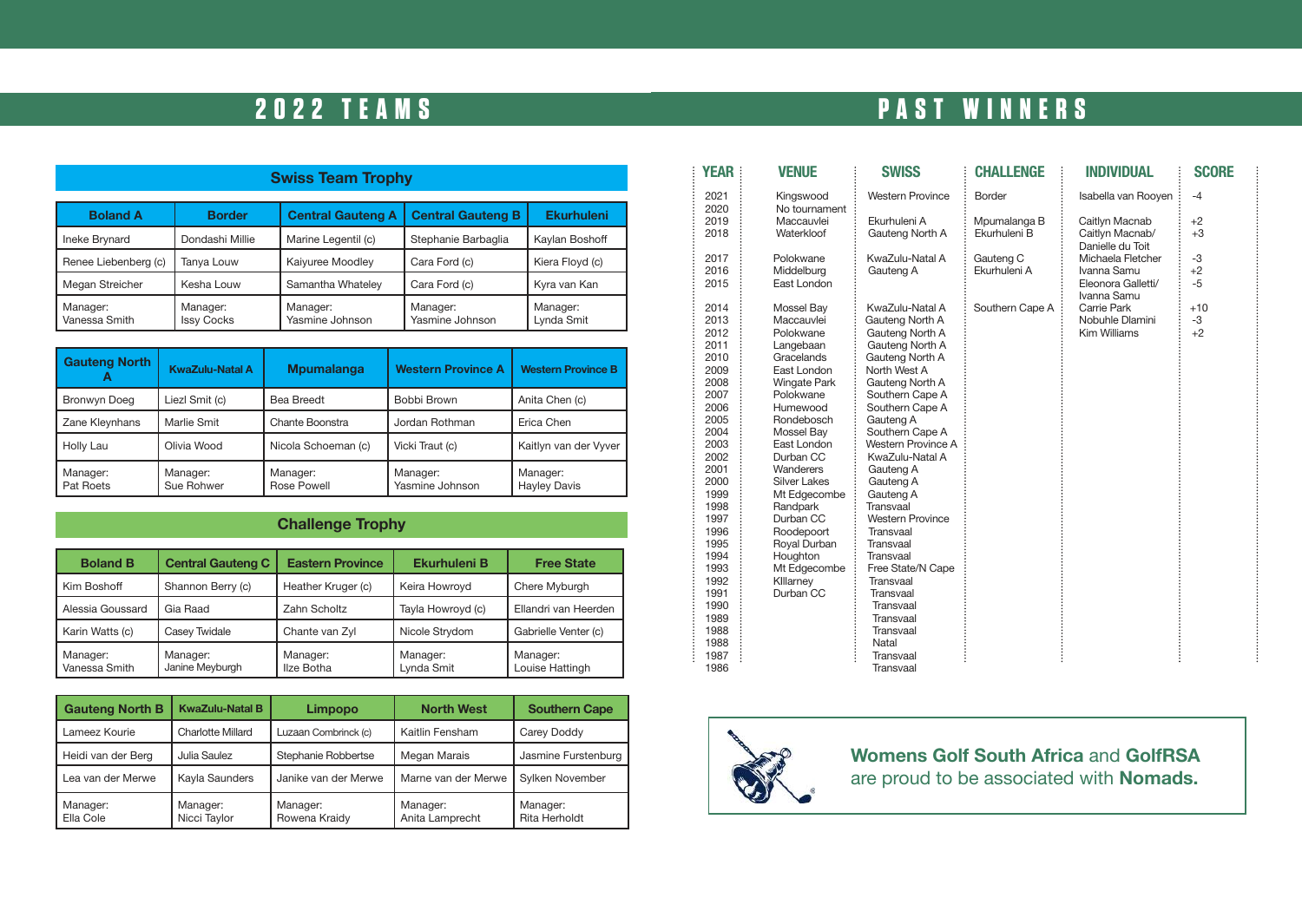## 2022 TEAMS

### Swiss Team Trophy

| Boland A | Border | Central Gauteng A | Central Gauteng B | Ekurhuleni |
|---|---|---|---|---|
| Ineke Brynard | Dondashi Millie | Marine Legentil (c) | Stephanie Barbaglia | Kaylan Boshoff |
| Renee Liebenberg (c) | Tanya Louw | Kaiyuree Moodley | Cara Ford (c) | Kiera Floyd (c) |
| Megan Streicher | Kesha Louw | Samantha Whateley | Cara Ford (c) | Kyra van Kan |
| Manager: Vanessa Smith | Manager: Issy Cocks | Manager: Yasmine Johnson | Manager: Yasmine Johnson | Manager: Lynda Smit |

| Gauteng North A | KwaZulu-Natal A | Mpumalanga | Western Province A | Western Province B |
|---|---|---|---|---|
| Bronwyn Doeg | Liezl Smit (c) | Bea Breedt | Bobbi Brown | Anita Chen (c) |
| Zane Kleynhans | Marlie Smit | Chante Boonstra | Jordan Rothman | Erica Chen |
| Holly Lau | Olivia Wood | Nicola Schoeman (c) | Vicki Traut (c) | Kaitlyn van der Vyver |
| Manager: Pat Roets | Manager: Sue Rohwer | Manager: Rose Powell | Manager: Yasmine Johnson | Manager: Hayley Davis |

### Challenge Trophy

| Boland B | Central Gauteng C | Eastern Province | Ekurhuleni B | Free State |
|---|---|---|---|---|
| Kim Boshoff | Shannon Berry (c) | Heather Kruger (c) | Keira Howroyd | Chere Myburgh |
| Alessia Goussard | Gia Raad | Zahn Scholtz | Tayla Howroyd (c) | Ellandri van Heerden |
| Karin Watts (c) | Casey Twidale | Chante van Zyl | Nicole Strydom | Gabrielle Venter (c) |
| Manager: Vanessa Smith | Manager: Janine Meyburgh | Manager: Ilze Botha | Manager: Lynda Smit | Manager: Louise Hattingh |

| Gauteng North B | KwaZulu-Natal B | Limpopo | North West | Southern Cape |
|---|---|---|---|---|
| Lameez Kourie | Charlotte Millard | Luzaan Combrinck (c) | Kaitlin Fensham | Carey Doddy |
| Heidi van der Berg | Julia Saulez | Stephanie Robbertse | Megan Marais | Jasmine Furstenburg |
| Lea van der Merwe | Kayla Saunders | Janike van der Merwe | Marne van der Merwe | Sylken November |
| Manager: Ella Cole | Manager: Nicci Taylor | Manager: Rowena Kraidy | Manager: Anita Lamprecht | Manager: Rita Herholdt |

## PAST WINNERS

| YEAR | VENUE | SWISS | CHALLENGE | INDIVIDUAL | SCORE |
|---|---|---|---|---|---|
| 2021 | Kingswood | Western Province | Border | Isabella van Rooyen | -4 |
| 2020 | No tournament | | | | |
| 2019 | Maccauvlei | Ekurhuleni A | Mpumalanga B | Caitlyn Macnab | +2 |
| 2018 | Waterkloof | Gauteng North A | Ekurhuleni B | Caitlyn Macnab/ Danielle du Toit | +3 |
| 2017 | Polokwane | KwaZulu-Natal A | Gauteng C | Michaela Fletcher | -3 |
| 2016 | Middelburg | Gauteng A | Ekurhuleni A | Ivanna Samu | +2 |
| 2015 | East London | | | Eleonora Galletti/ Ivanna Samu | -5 |
| 2014 | Mossel Bay | KwaZulu-Natal A | Southern Cape A | Carrie Park | +10 |
| 2013 | Maccauvlei | Gauteng North A | | Nobuhle Dlamini | -3 |
| 2012 | Polokwane | Gauteng North A | | Kim Williams | +2 |
| 2011 | Langebaan | Gauteng North A | | | |
| 2010 | Gracelands | Gauteng North A | | | |
| 2009 | East London | North West A | | | |
| 2008 | Wingate Park | Gauteng North A | | | |
| 2007 | Polokwane | Southern Cape A | | | |
| 2006 | Humewood | Southern Cape A | | | |
| 2005 | Rondebosch | Gauteng A | | | |
| 2004 | Mossel Bay | Southern Cape A | | | |
| 2003 | East London | Western Province A | | | |
| 2002 | Durban CC | KwaZulu-Natal A | | | |
| 2001 | Wanderers | Gauteng A | | | |
| 2000 | Silver Lakes | Gauteng A | | | |
| 1999 | Mt Edgecombe | Gauteng A | | | |
| 1998 | Randpark | Transvaal | | | |
| 1997 | Durban CC | Western Province | | | |
| 1996 | Roodepoort | Transvaal | | | |
| 1995 | Royal Durban | Transvaal | | | |
| 1994 | Houghton | Transvaal | | | |
| 1993 | Mt Edgecombe | Free State/N Cape | | | |
| 1992 | Kllarney | Transvaal | | | |
| 1991 | Durban CC | Transvaal | | | |
| 1990 | | Transvaal | | | |
| 1989 | | Transvaal | | | |
| 1988 | | Transvaal | | | |
| 1988 | | Natal | | | |
| 1987 | | Transvaal | | | |
| 1986 | | Transvaal | | | |

**Womens Golf South Africa** and **GolfRSA** are proud to be associated with **Nomads.**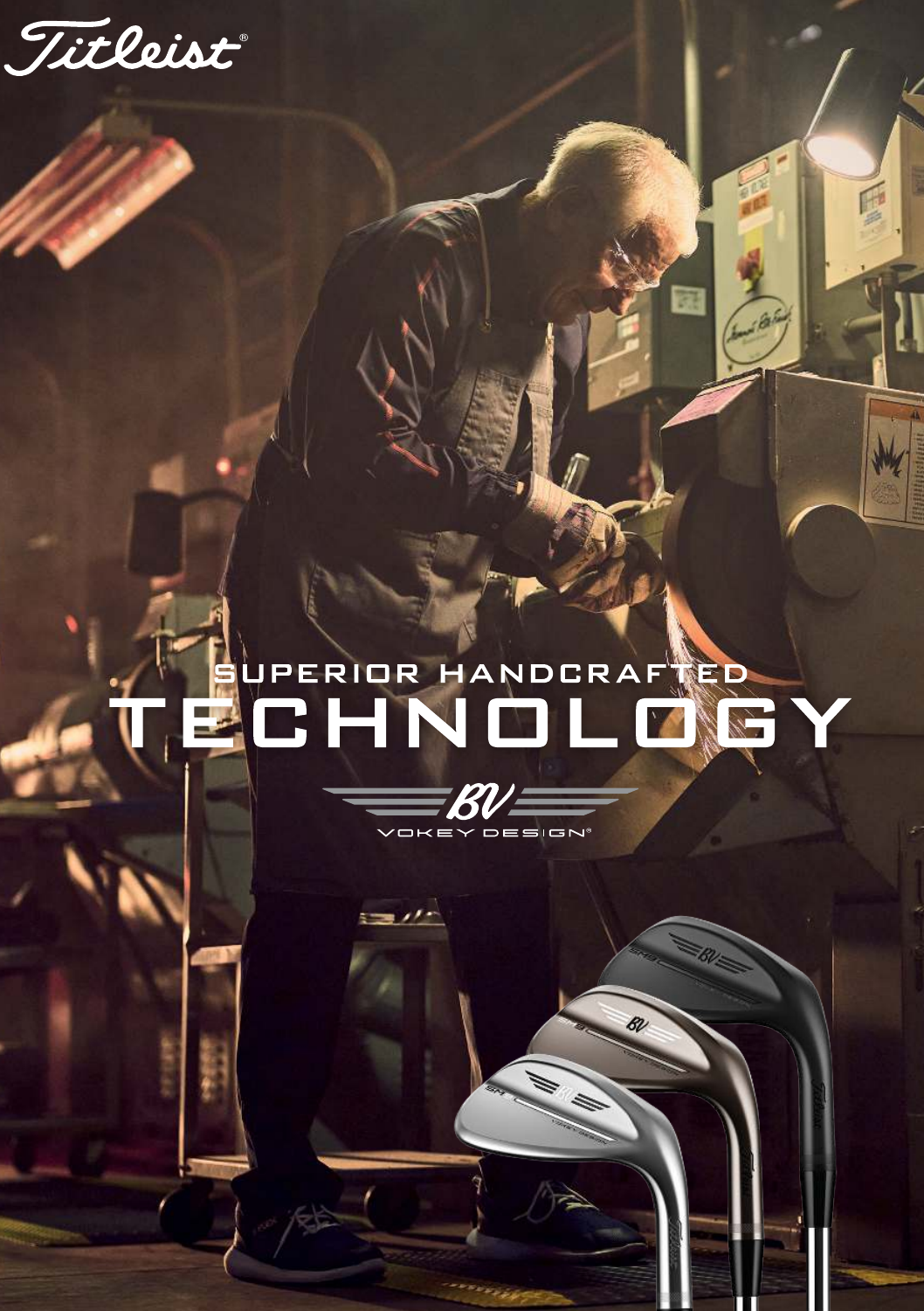Titleist®

SUPERIOR HANDCRAFTED

# TECHNOLOGY

BV

VOKEY DESIGN®